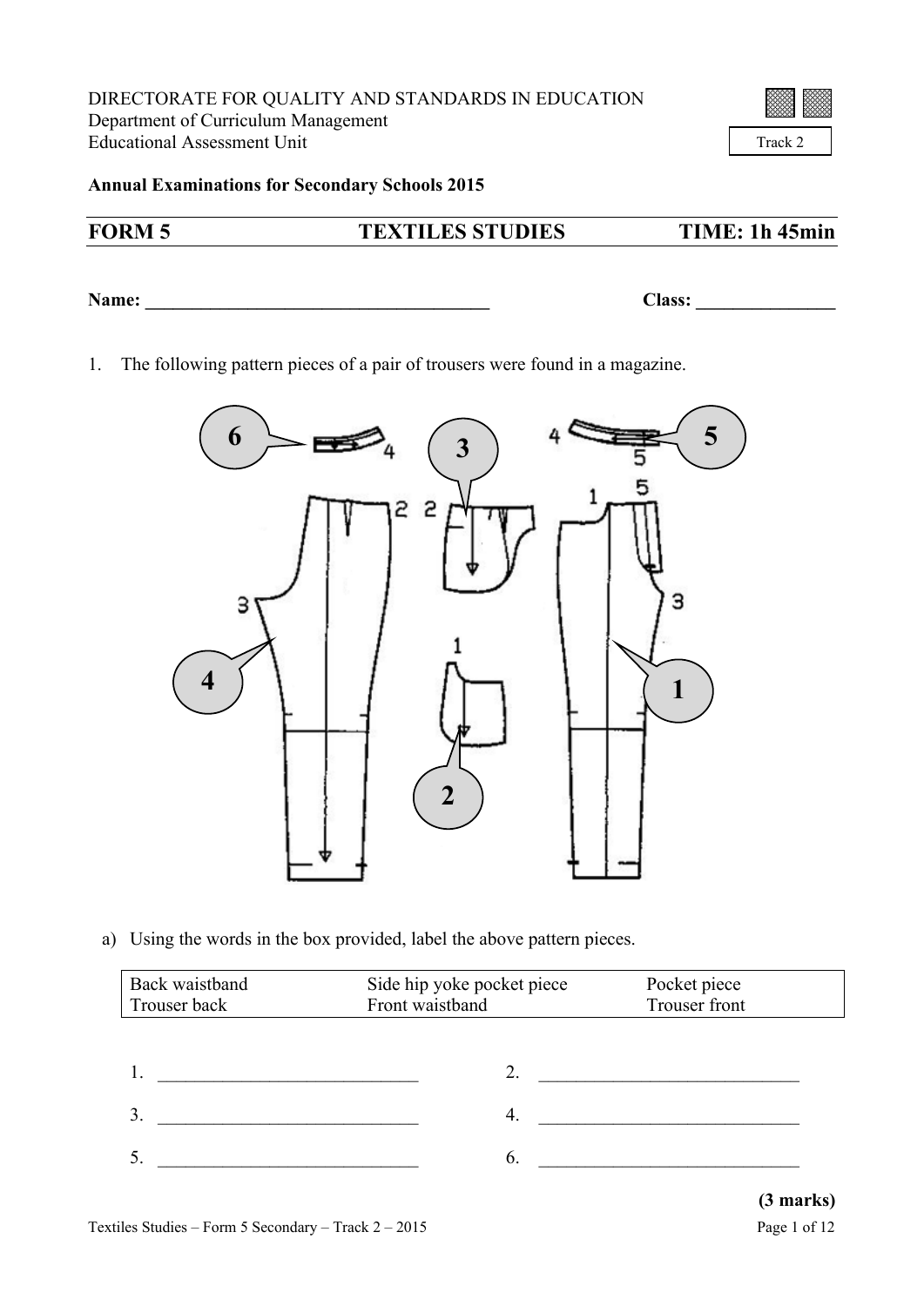DIRECTORATE FOR QUALITY AND STANDARDS IN EDUCATION
Department of Curriculum Management
Educational Assessment Unit

Track 2

**Annual Examinations for Secondary Schools 2015**

## FORM 5 TEXTILES STUDIES TIME: 1h 45min

**Name:** ______________________________________ **Class:** _______________

1. The following pattern pieces of a pair of trousers were found in a magazine.

a) Using the words in the box provided, label the above pattern pieces.

| Back waistband | Side hip yoke pocket piece | Pocket piece |
|---|---|---|
| Trouser back | Front waistband | Trouser front |

1. ____________________________ 2. ____________________________

3. ____________________________ 4. ____________________________

5. ____________________________ 6. ____________________________

**(3 marks)**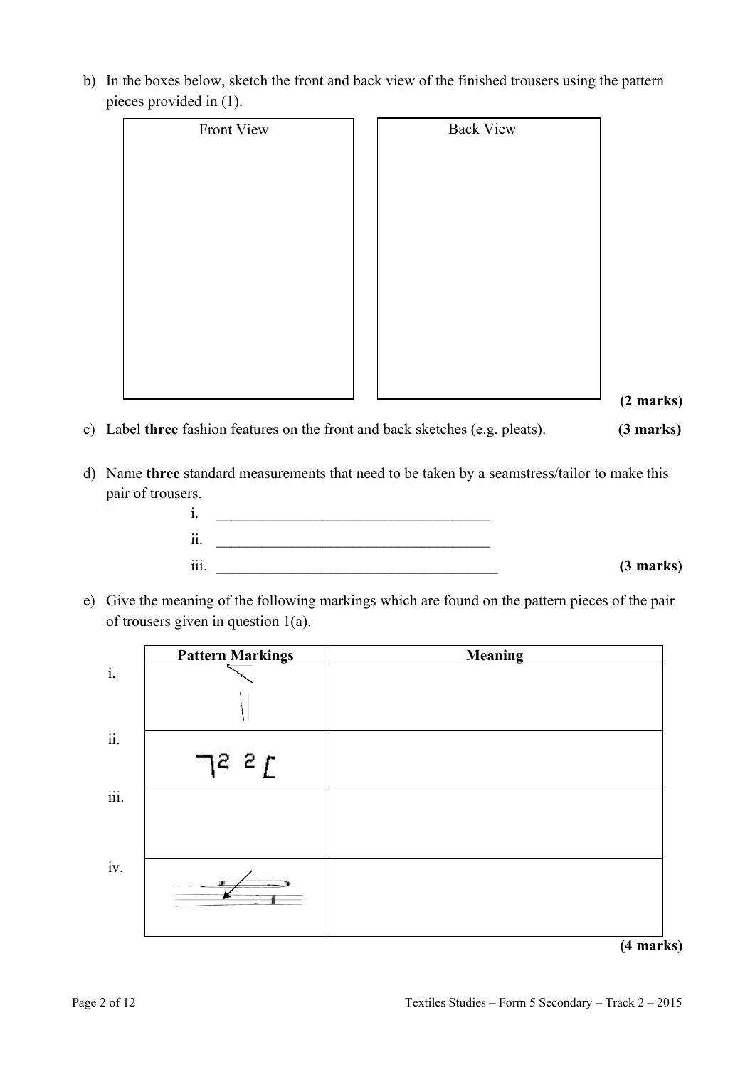b) In the boxes below, sketch the front and back view of the finished trousers using the pattern pieces provided in (1).

| Front View | Back View |
| --- | --- |
| | |

**(2 marks)**

c) Label **three** fashion features on the front and back sketches (e.g. pleats). **(3 marks)**

d) Name **three** standard measurements that need to be taken by a seamstress/tailor to make this pair of trousers.

i. ____________________________________

ii. ____________________________________

iii. ____________________________________ **(3 marks)**

e) Give the meaning of the following markings which are found on the pattern pieces of the pair of trousers given in question 1(a).

| | Pattern Markings | Meaning |
| --- | --- | --- |
| i. | | |
| ii. | ⌉2 2⌊ | |
| iii. | | |
| iv. | | |

**(4 marks)**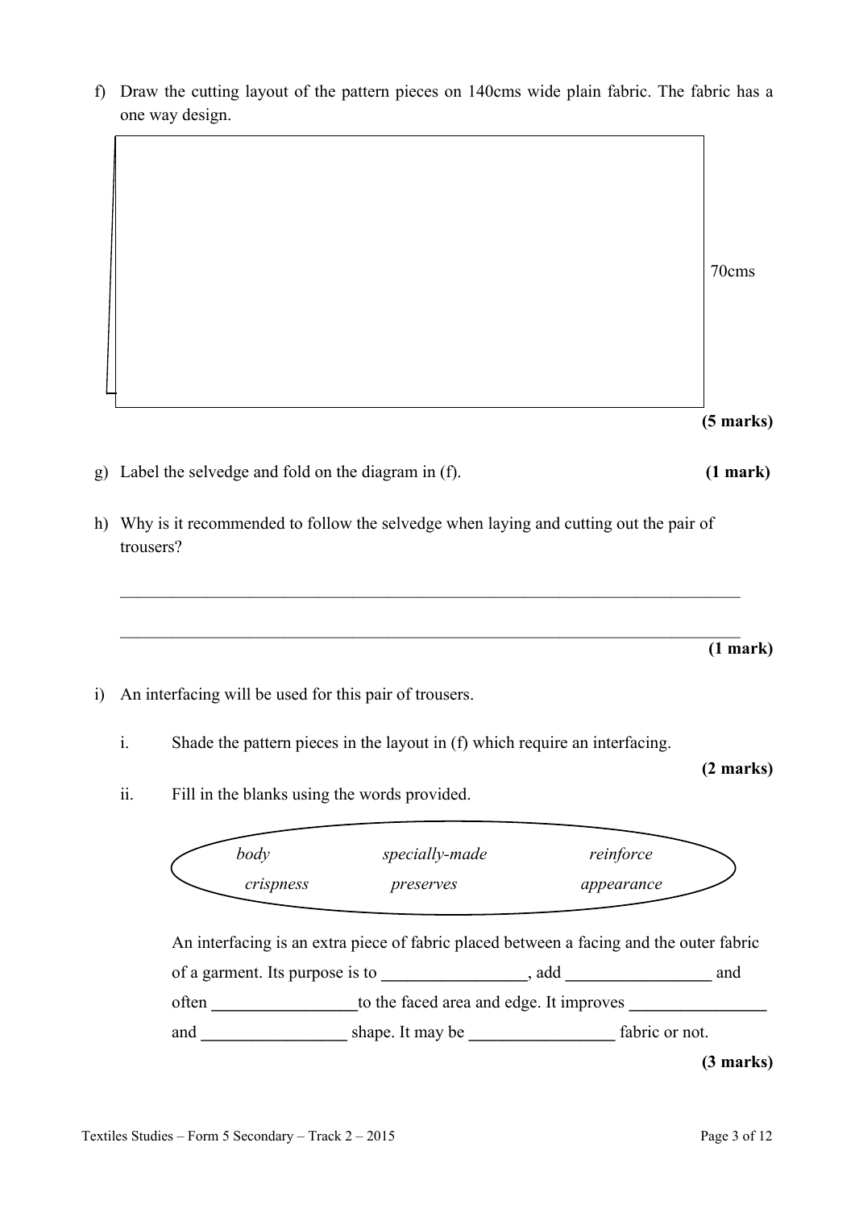f) Draw the cutting layout of the pattern pieces on 140cms wide plain fabric. The fabric has a one way design.

70cms

**(5 marks)**

g) Label the selvedge and fold on the diagram in (f). **(1 mark)**

h) Why is it recommended to follow the selvedge when laying and cutting out the pair of trousers?

\_\_\_\_\_\_\_\_\_\_\_\_\_\_\_\_\_\_\_\_\_\_\_\_\_\_\_\_\_\_\_\_\_\_\_\_\_\_\_\_\_\_\_\_\_\_\_\_\_\_\_\_\_\_\_\_\_\_\_\_\_\_\_\_\_\_\_\_\_\_\_\_

\_\_\_\_\_\_\_\_\_\_\_\_\_\_\_\_\_\_\_\_\_\_\_\_\_\_\_\_\_\_\_\_\_\_\_\_\_\_\_\_\_\_\_\_\_\_\_\_\_\_\_\_\_\_\_\_\_\_\_\_\_\_\_\_\_\_\_\_\_\_\_\_

**(1 mark)**

i) An interfacing will be used for this pair of trousers.

   i. Shade the pattern pieces in the layout in (f) which require an interfacing.

   **(2 marks)**

   ii. Fill in the blanks using the words provided.

   | | | |
   |---|---|---|
   | *body* | *specially-made* | *reinforce* |
   | *crispness* | *preserves* | *appearance* |

   An interfacing is an extra piece of fabric placed between a facing and the outer fabric of a garment. Its purpose is to \_\_\_\_\_\_\_\_\_\_\_\_\_\_\_\_\_, add \_\_\_\_\_\_\_\_\_\_\_\_\_\_\_\_\_ and often \_\_\_\_\_\_\_\_\_\_\_\_\_\_\_\_\_to the faced area and edge. It improves \_\_\_\_\_\_\_\_\_\_\_\_\_\_\_\_ and \_\_\_\_\_\_\_\_\_\_\_\_\_\_\_\_\_ shape. It may be \_\_\_\_\_\_\_\_\_\_\_\_\_\_\_\_\_ fabric or not.

   **(3 marks)**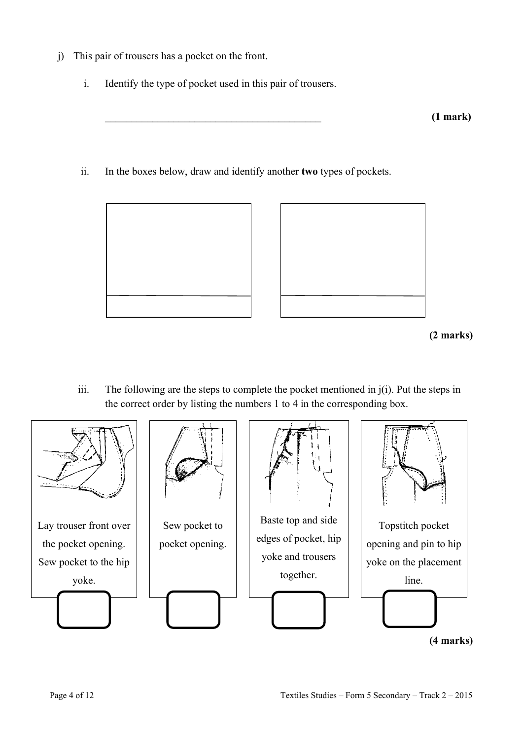j) This pair of trousers has a pocket on the front.

   i. Identify the type of pocket used in this pair of trousers.

   \_\_\_\_\_\_\_\_\_\_\_\_\_\_\_\_\_\_\_\_\_\_\_\_\_\_\_\_\_\_\_\_\_\_\_\_\_\_\_\_\_\_ **(1 mark)**

   ii. In the boxes below, draw and identify another **two** types of pockets.

   **(2 marks)**

   iii. The following are the steps to complete the pocket mentioned in j(i). Put the steps in the correct order by listing the numbers 1 to 4 in the corresponding box.

| Lay trouser front over the pocket opening. Sew pocket to the hip yoke. | Sew pocket to pocket opening. | Baste top and side edges of pocket, hip yoke and trousers together. | Topstitch pocket opening and pin to hip yoke on the placement line. |
| --- | --- | --- | --- |
| ☐ | ☐ | ☐ | ☐ |

**(4 marks)**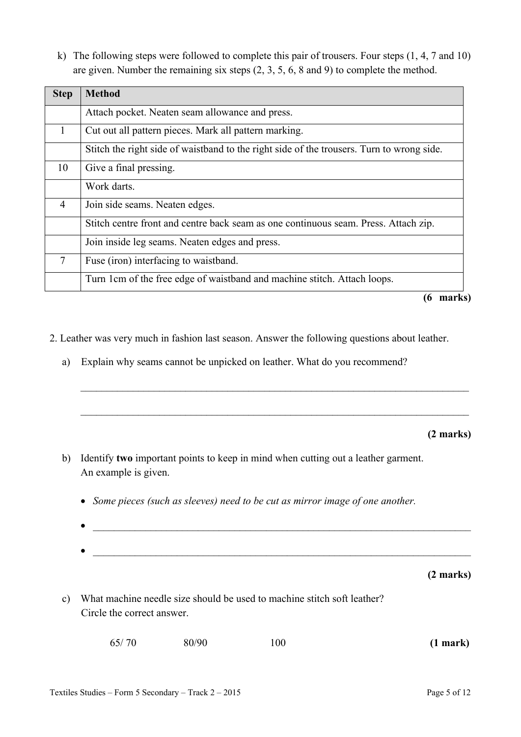k) The following steps were followed to complete this pair of trousers. Four steps (1, 4, 7 and 10) are given. Number the remaining six steps (2, 3, 5, 6, 8 and 9) to complete the method.

| Step | Method |
|---|---|
| | Attach pocket. Neaten seam allowance and press. |
| 1 | Cut out all pattern pieces. Mark all pattern marking. |
| | Stitch the right side of waistband to the right side of the trousers. Turn to wrong side. |
| 10 | Give a final pressing. |
| | Work darts. |
| 4 | Join side seams. Neaten edges. |
| | Stitch centre front and centre back seam as one continuous seam. Press. Attach zip. |
| | Join inside leg seams. Neaten edges and press. |
| 7 | Fuse (iron) interfacing to waistband. |
| | Turn 1cm of the free edge of waistband and machine stitch. Attach loops. |

**(6 marks)**

2. Leather was very much in fashion last season. Answer the following questions about leather.

a) Explain why seams cannot be unpicked on leather. What do you recommend?

\_\_\_\_\_\_\_\_\_\_\_\_\_\_\_\_\_\_\_\_\_\_\_\_\_\_\_\_\_\_\_\_\_\_\_\_\_\_\_\_\_\_\_\_\_\_\_\_\_\_\_\_\_\_\_\_\_\_\_\_\_\_\_\_\_\_\_\_\_\_\_\_

\_\_\_\_\_\_\_\_\_\_\_\_\_\_\_\_\_\_\_\_\_\_\_\_\_\_\_\_\_\_\_\_\_\_\_\_\_\_\_\_\_\_\_\_\_\_\_\_\_\_\_\_\_\_\_\_\_\_\_\_\_\_\_\_\_\_\_\_\_\_\_\_

**(2 marks)**

b) Identify **two** important points to keep in mind when cutting out a leather garment. An example is given.

- *Some pieces (such as sleeves) need to be cut as mirror image of one another.*
- \_\_\_\_\_\_\_\_\_\_\_\_\_\_\_\_\_\_\_\_\_\_\_\_\_\_\_\_\_\_\_\_\_\_\_\_\_\_\_\_\_\_\_\_\_\_\_\_\_\_\_\_\_\_\_\_\_\_\_\_\_\_\_\_\_\_\_\_\_\_\_\_
- \_\_\_\_\_\_\_\_\_\_\_\_\_\_\_\_\_\_\_\_\_\_\_\_\_\_\_\_\_\_\_\_\_\_\_\_\_\_\_\_\_\_\_\_\_\_\_\_\_\_\_\_\_\_\_\_\_\_\_\_\_\_\_\_\_\_\_\_\_\_\_\_

**(2 marks)**

c) What machine needle size should be used to machine stitch soft leather? Circle the correct answer.

65/ 70 &nbsp;&nbsp;&nbsp;&nbsp;&nbsp;&nbsp;&nbsp;&nbsp; 80/90 &nbsp;&nbsp;&nbsp;&nbsp;&nbsp;&nbsp;&nbsp;&nbsp; 100 &nbsp;&nbsp;&nbsp;&nbsp;&nbsp;&nbsp;&nbsp;&nbsp; **(1 mark)**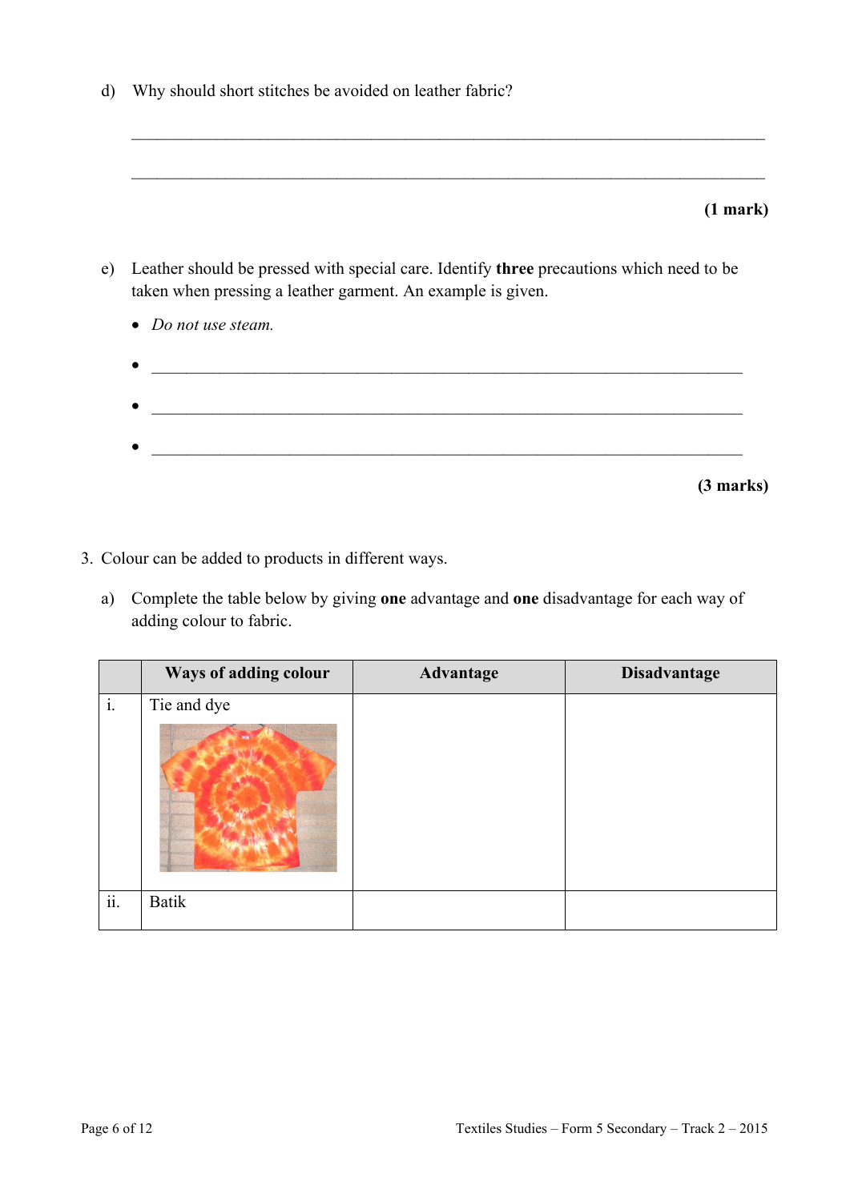d) Why should short stitches be avoided on leather fabric?

\_\_\_\_\_\_\_\_\_\_\_\_\_\_\_\_\_\_\_\_\_\_\_\_\_\_\_\_\_\_\_\_\_\_\_\_\_\_\_\_\_\_\_\_\_\_\_\_\_\_\_\_\_\_\_\_\_\_\_\_

\_\_\_\_\_\_\_\_\_\_\_\_\_\_\_\_\_\_\_\_\_\_\_\_\_\_\_\_\_\_\_\_\_\_\_\_\_\_\_\_\_\_\_\_\_\_\_\_\_\_\_\_\_\_\_\_\_\_\_\_

**(1 mark)**

e) Leather should be pressed with special care. Identify **three** precautions which need to be taken when pressing a leather garment. An example is given.

- *Do not use steam.*
- \_\_\_\_\_\_\_\_\_\_\_\_\_\_\_\_\_\_\_\_\_\_\_\_\_\_\_\_\_\_\_\_\_\_\_\_\_\_\_\_\_\_\_\_\_\_\_\_\_\_\_\_\_\_\_\_
- \_\_\_\_\_\_\_\_\_\_\_\_\_\_\_\_\_\_\_\_\_\_\_\_\_\_\_\_\_\_\_\_\_\_\_\_\_\_\_\_\_\_\_\_\_\_\_\_\_\_\_\_\_\_\_\_
- \_\_\_\_\_\_\_\_\_\_\_\_\_\_\_\_\_\_\_\_\_\_\_\_\_\_\_\_\_\_\_\_\_\_\_\_\_\_\_\_\_\_\_\_\_\_\_\_\_\_\_\_\_\_\_\_

**(3 marks)**

3. Colour can be added to products in different ways.

a) Complete the table below by giving **one** advantage and **one** disadvantage for each way of adding colour to fabric.

| | Ways of adding colour | Advantage | Disadvantage |
|---|---|---|---|
| i. | Tie and dye | | |
| ii. | Batik | | |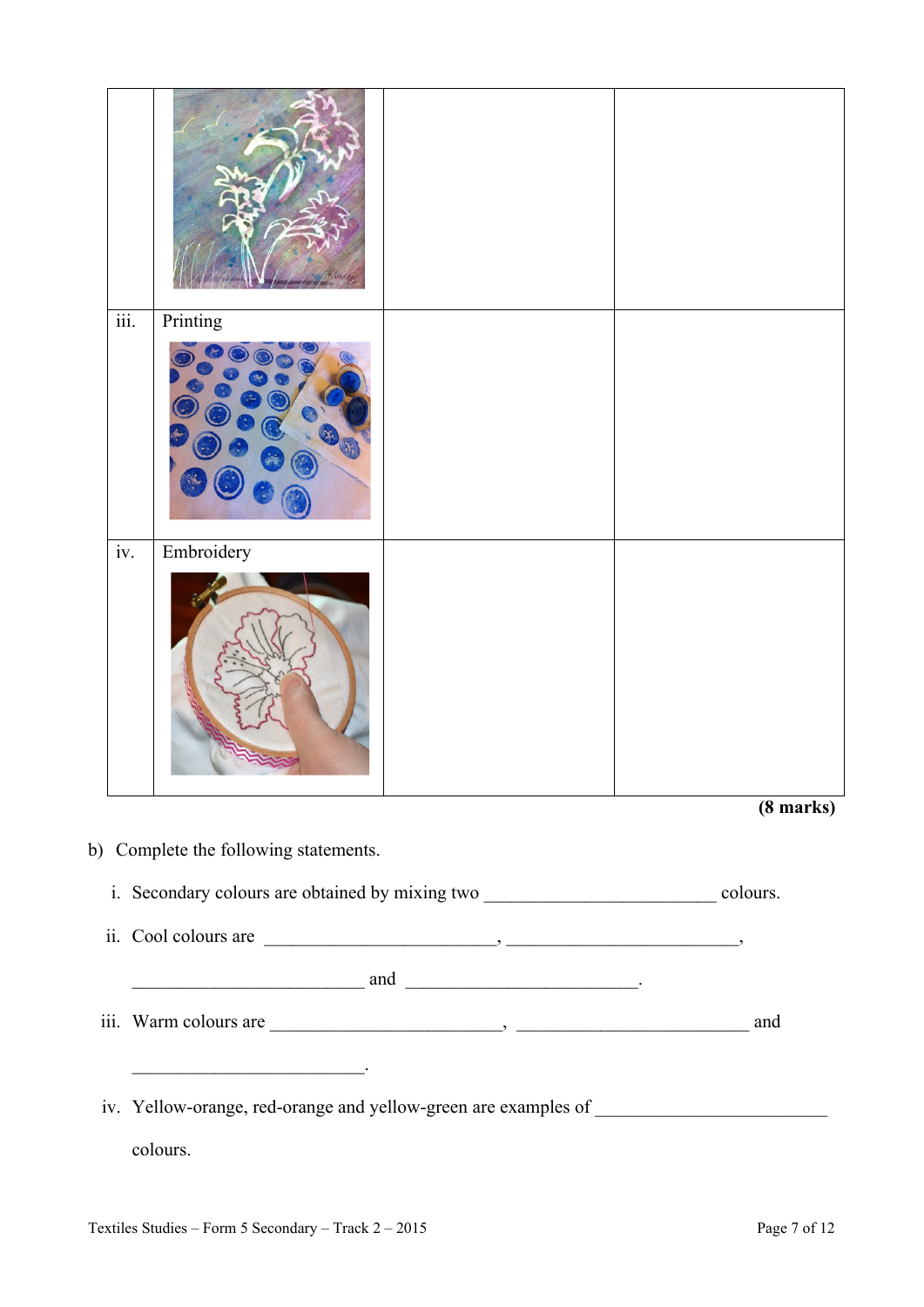| | | | |
|---|---|---|---|
| | | | |
| iii. | Printing | | |
| iv. | Embroidery | | |

**(8 marks)**

b) Complete the following statements.

i. Secondary colours are obtained by mixing two ________________________ colours.

ii. Cool colours are ________________________, ________________________, ________________________ and ________________________.

iii. Warm colours are ________________________, ________________________ and ________________________.

iv. Yellow-orange, red-orange and yellow-green are examples of ________________________ colours.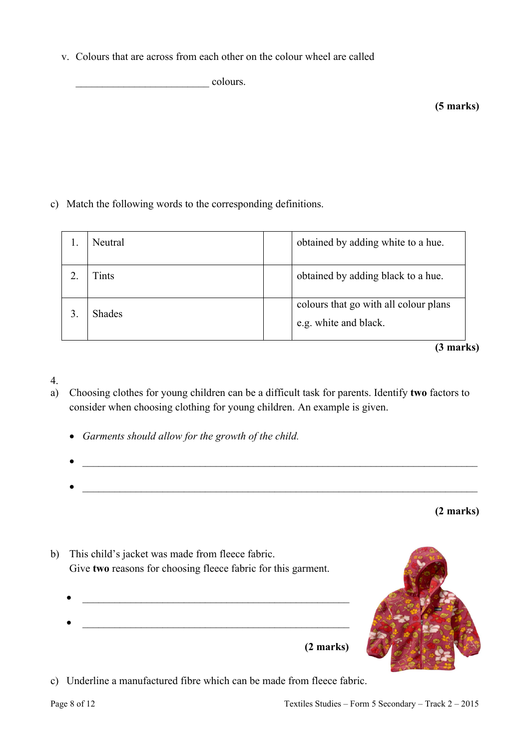v. Colours that are across from each other on the colour wheel are called

_________________________ colours.

**(5 marks)**

c) Match the following words to the corresponding definitions.

| | | | |
|---|---|---|---|
| 1. | Neutral | | obtained by adding white to a hue. |
| 2. | Tints | | obtained by adding black to a hue. |
| 3. | Shades | | colours that go with all colour plans e.g. white and black. |

**(3 marks)**

4.

a) Choosing clothes for young children can be a difficult task for parents. Identify **two** factors to consider when choosing clothing for young children. An example is given.

- *Garments should allow for the growth of the child.*
- ___________________________________________________________________________
- ___________________________________________________________________________

**(2 marks)**

b) This child's jacket was made from fleece fabric.
Give **two** reasons for choosing fleece fabric for this garment.

- ___________________________________________________
- ___________________________________________________

**(2 marks)**

c) Underline a manufactured fibre which can be made from fleece fabric.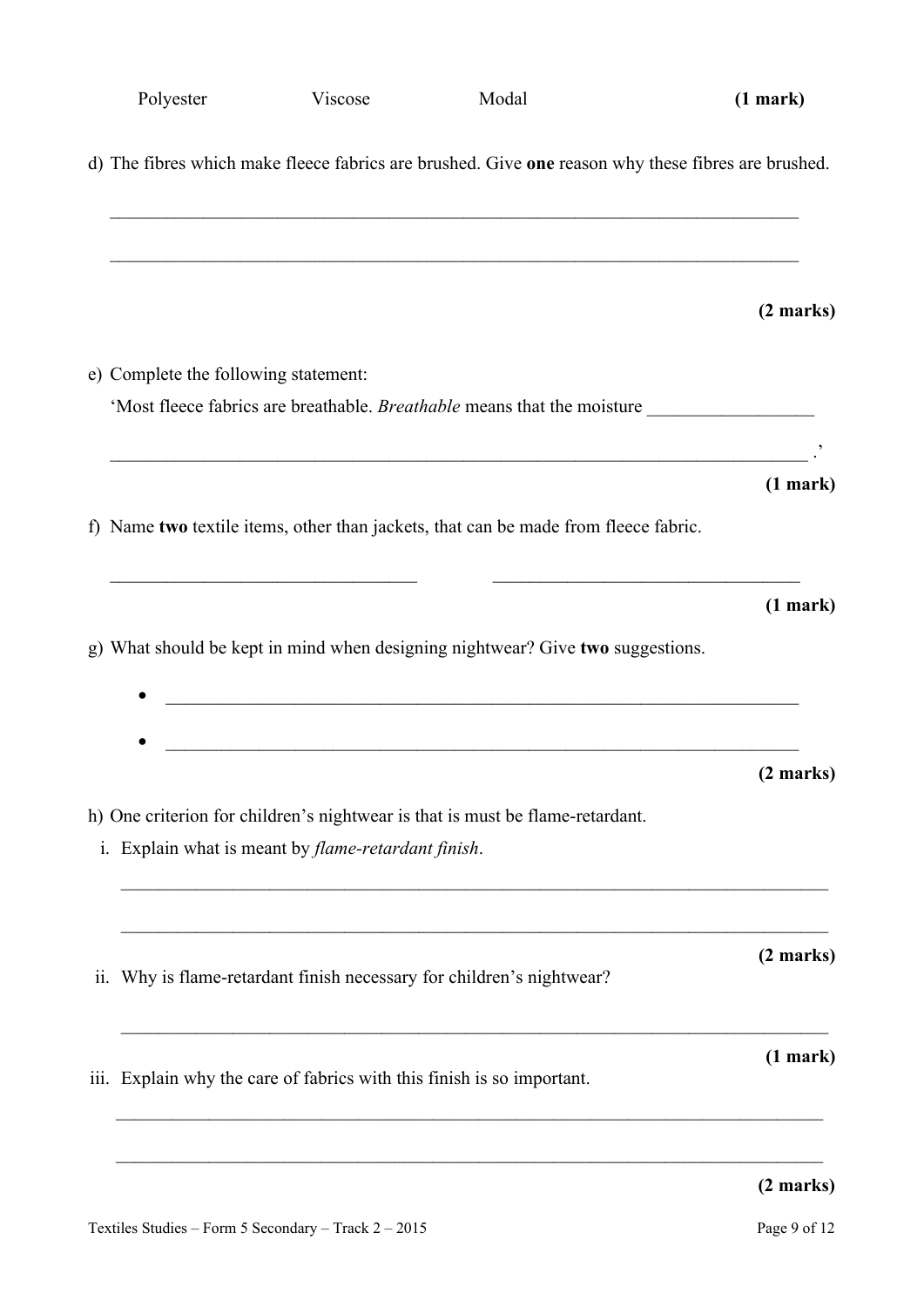Polyester Viscose Modal **(1 mark)**

d) The fibres which make fleece fabrics are brushed. Give **one** reason why these fibres are brushed.

______________________________________________________________________________

______________________________________________________________________________

**(2 marks)**

e) Complete the following statement:

'Most fleece fabrics are breathable. *Breathable* means that the moisture __________________

______________________________________________________________________________ .'

**(1 mark)**

f) Name **two** textile items, other than jackets, that can be made from fleece fabric.

_________________________________ _________________________________

**(1 mark)**

g) What should be kept in mind when designing nightwear? Give **two** suggestions.

- ______________________________________________________________________
- ______________________________________________________________________

**(2 marks)**

h) One criterion for children's nightwear is that is must be flame-retardant.

i. Explain what is meant by *flame-retardant finish*.

______________________________________________________________________________

______________________________________________________________________________

**(2 marks)**

ii. Why is flame-retardant finish necessary for children's nightwear?

______________________________________________________________________________

**(1 mark)**

iii. Explain why the care of fabrics with this finish is so important.

______________________________________________________________________________

______________________________________________________________________________

**(2 marks)**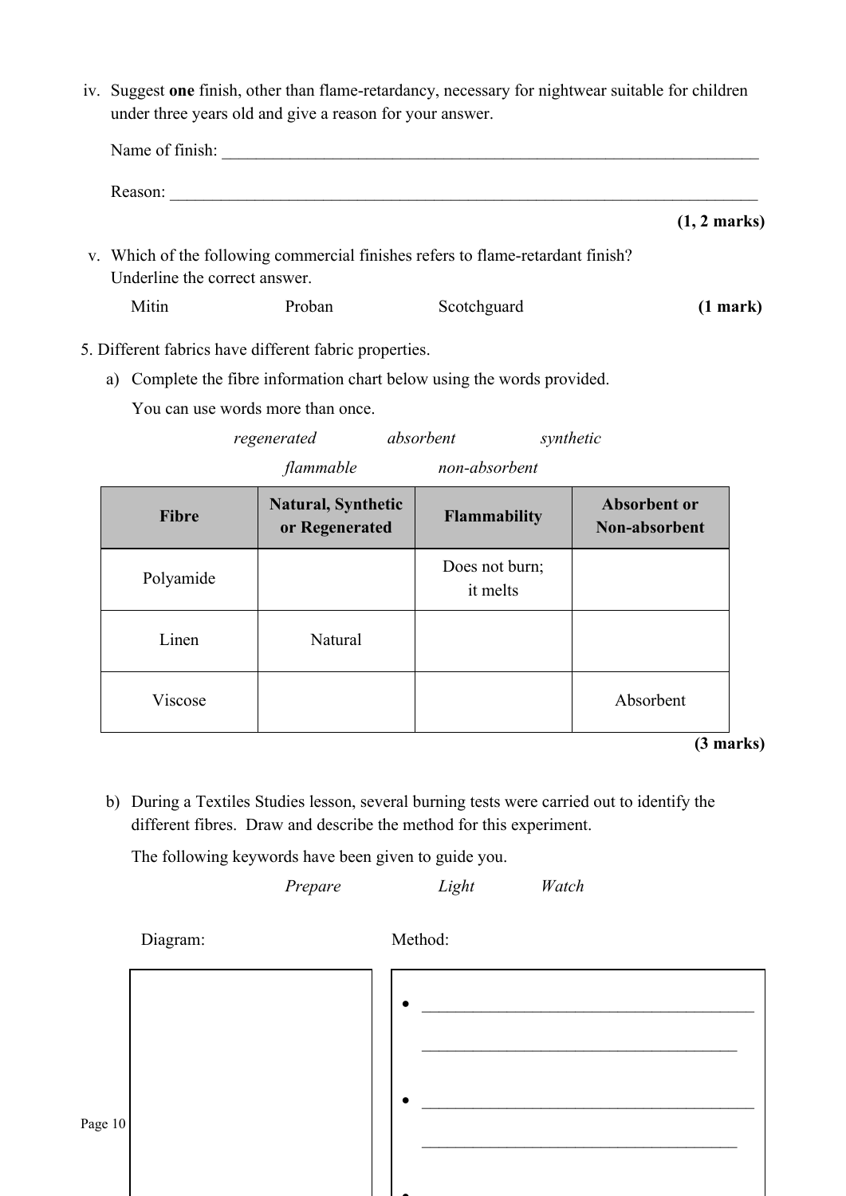iv. Suggest **one** finish, other than flame-retardancy, necessary for nightwear suitable for children under three years old and give a reason for your answer.

Name of finish: ___________________________________________________________________

Reason: ________________________________________________________________________

**(1, 2 marks)**

v. Which of the following commercial finishes refers to flame-retardant finish? Underline the correct answer.

Mitin &nbsp;&nbsp;&nbsp;&nbsp;&nbsp;&nbsp;&nbsp;&nbsp; Proban &nbsp;&nbsp;&nbsp;&nbsp;&nbsp;&nbsp;&nbsp;&nbsp; Scotchguard &nbsp;&nbsp;&nbsp;&nbsp;&nbsp;&nbsp;&nbsp;&nbsp; **(1 mark)**

5. Different fabrics have different fabric properties.

a) Complete the fibre information chart below using the words provided.

You can use words more than once.

*regenerated* &nbsp;&nbsp;&nbsp;&nbsp;&nbsp;&nbsp;&nbsp;&nbsp; *absorbent* &nbsp;&nbsp;&nbsp;&nbsp;&nbsp;&nbsp;&nbsp;&nbsp; *synthetic*

*flammable* &nbsp;&nbsp;&nbsp;&nbsp;&nbsp;&nbsp;&nbsp;&nbsp; *non-absorbent*

| Fibre | Natural, Synthetic or Regenerated | Flammability | Absorbent or Non-absorbent |
|---|---|---|---|
| Polyamide | | Does not burn; it melts | |
| Linen | Natural | | |
| Viscose | | | Absorbent |

**(3 marks)**

b) During a Textiles Studies lesson, several burning tests were carried out to identify the different fibres. Draw and describe the method for this experiment.

The following keywords have been given to guide you.

*Prepare* &nbsp;&nbsp;&nbsp;&nbsp;&nbsp;&nbsp;&nbsp;&nbsp; *Light* &nbsp;&nbsp;&nbsp;&nbsp;&nbsp;&nbsp;&nbsp;&nbsp; *Watch*

| Diagram: | Method: |
|---|---|
| | • ________________________________________<br>________________________________________<br>• ________________________________________<br>________________________________________<br>• |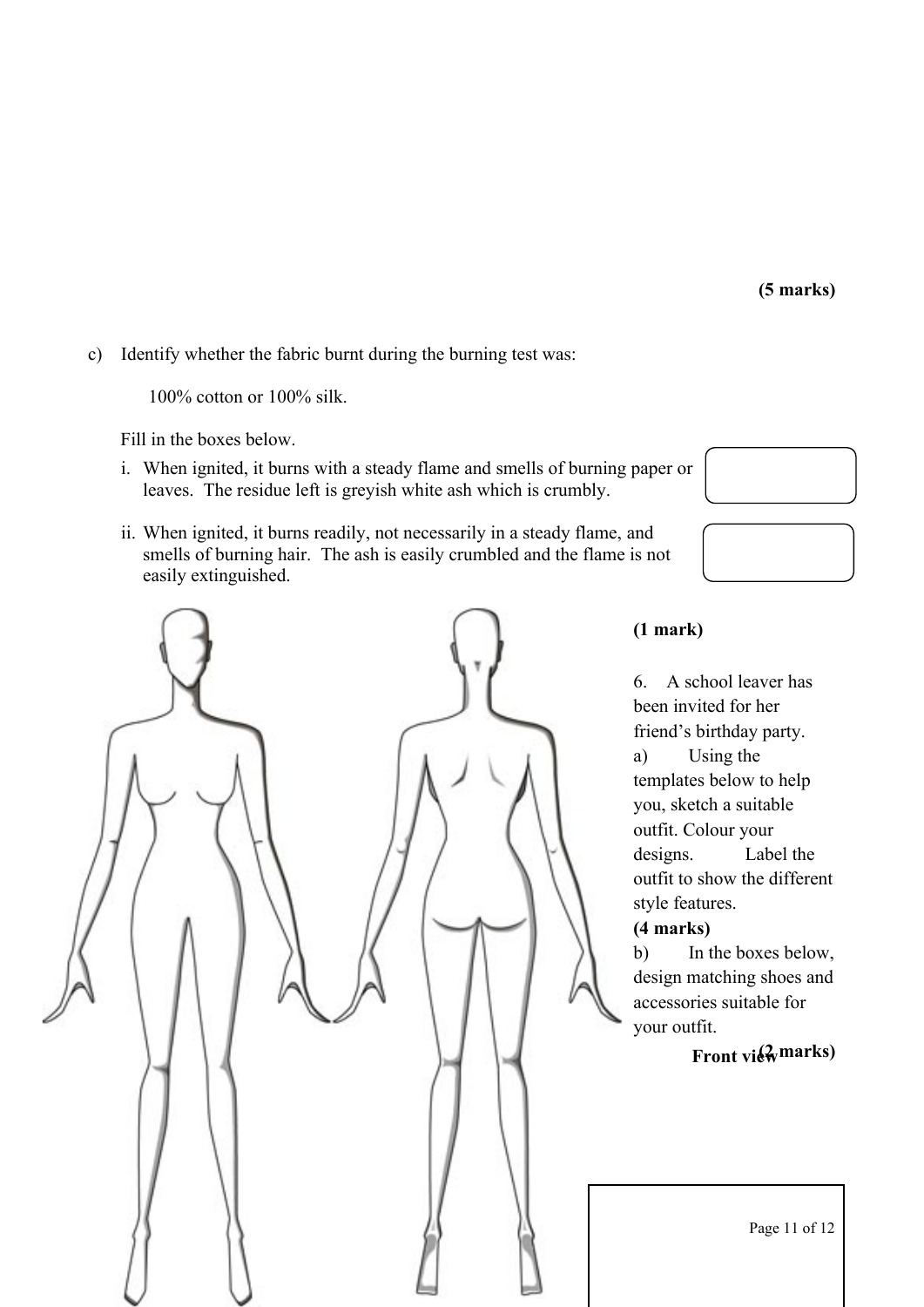**(5 marks)**

c) Identify whether the fabric burnt during the burning test was:

100% cotton or 100% silk.

Fill in the boxes below.

i. When ignited, it burns with a steady flame and smells of burning paper or leaves. The residue left is greyish white ash which is crumbly.

ii. When ignited, it burns readily, not necessarily in a steady flame, and smells of burning hair. The ash is easily crumbled and the flame is not easily extinguished.

**(1 mark)**

6. A school leaver has been invited for her friend's birthday party.

a) Using the templates below to help you, sketch a suitable outfit. Colour your designs. Label the outfit to show the different style features.

**(4 marks)**

b) In the boxes below, design matching shoes and accessories suitable for your outfit.

**(2 marks)**

**Front view**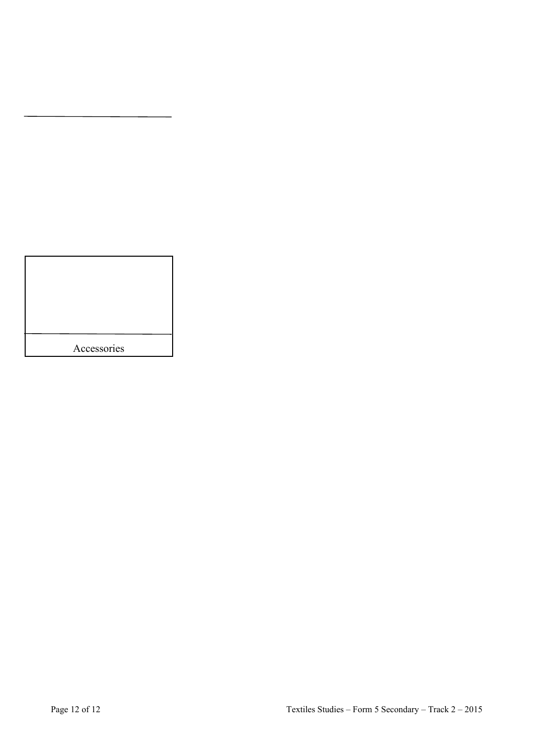Accessories